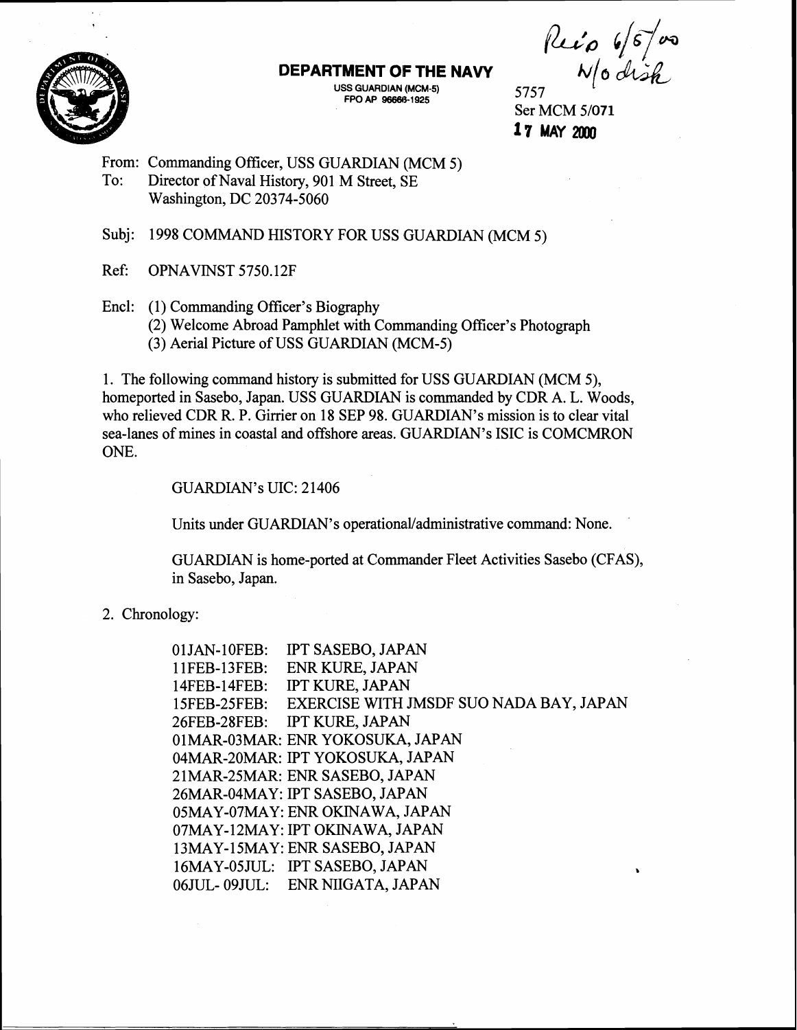**DEPARTMENT OF THE NAVY**

USS GUARDIAN (MCM-5)
FPO AP 96666-1925

Rec'd 6/5/00
N/o disk

5757
Ser MCM 5/071
**17 MAY 2000**

From: Commanding Officer, USS GUARDIAN (MCM 5)
To: Director of Naval History, 901 M Street, SE
Washington, DC 20374-5060

Subj: 1998 COMMAND HISTORY FOR USS GUARDIAN (MCM 5)

Ref: OPNAVINST 5750.12F

Encl: (1) Commanding Officer's Biography
(2) Welcome Abroad Pamphlet with Commanding Officer's Photograph
(3) Aerial Picture of USS GUARDIAN (MCM-5)

1. The following command history is submitted for USS GUARDIAN (MCM 5), homeported in Sasebo, Japan. USS GUARDIAN is commanded by CDR A. L. Woods, who relieved CDR R. P. Girrier on 18 SEP 98. GUARDIAN's mission is to clear vital sea-lanes of mines in coastal and offshore areas. GUARDIAN's ISIC is COMCMRON ONE.

GUARDIAN's UIC: 21406

Units under GUARDIAN's operational/administrative command: None.

GUARDIAN is home-ported at Commander Fleet Activities Sasebo (CFAS), in Sasebo, Japan.

2. Chronology:

01JAN-10FEB: IPT SASEBO, JAPAN
11FEB-13FEB: ENR KURE, JAPAN
14FEB-14FEB: IPT KURE, JAPAN
15FEB-25FEB: EXERCISE WITH JMSDF SUO NADA BAY, JAPAN
26FEB-28FEB: IPT KURE, JAPAN
01MAR-03MAR: ENR YOKOSUKA, JAPAN
04MAR-20MAR: IPT YOKOSUKA, JAPAN
21MAR-25MAR: ENR SASEBO, JAPAN
26MAR-04MAY: IPT SASEBO, JAPAN
05MAY-07MAY: ENR OKINAWA, JAPAN
07MAY-12MAY: IPT OKINAWA, JAPAN
13MAY-15MAY: ENR SASEBO, JAPAN
16MAY-05JUL: IPT SASEBO, JAPAN
06JUL- 09JUL: ENR NIIGATA, JAPAN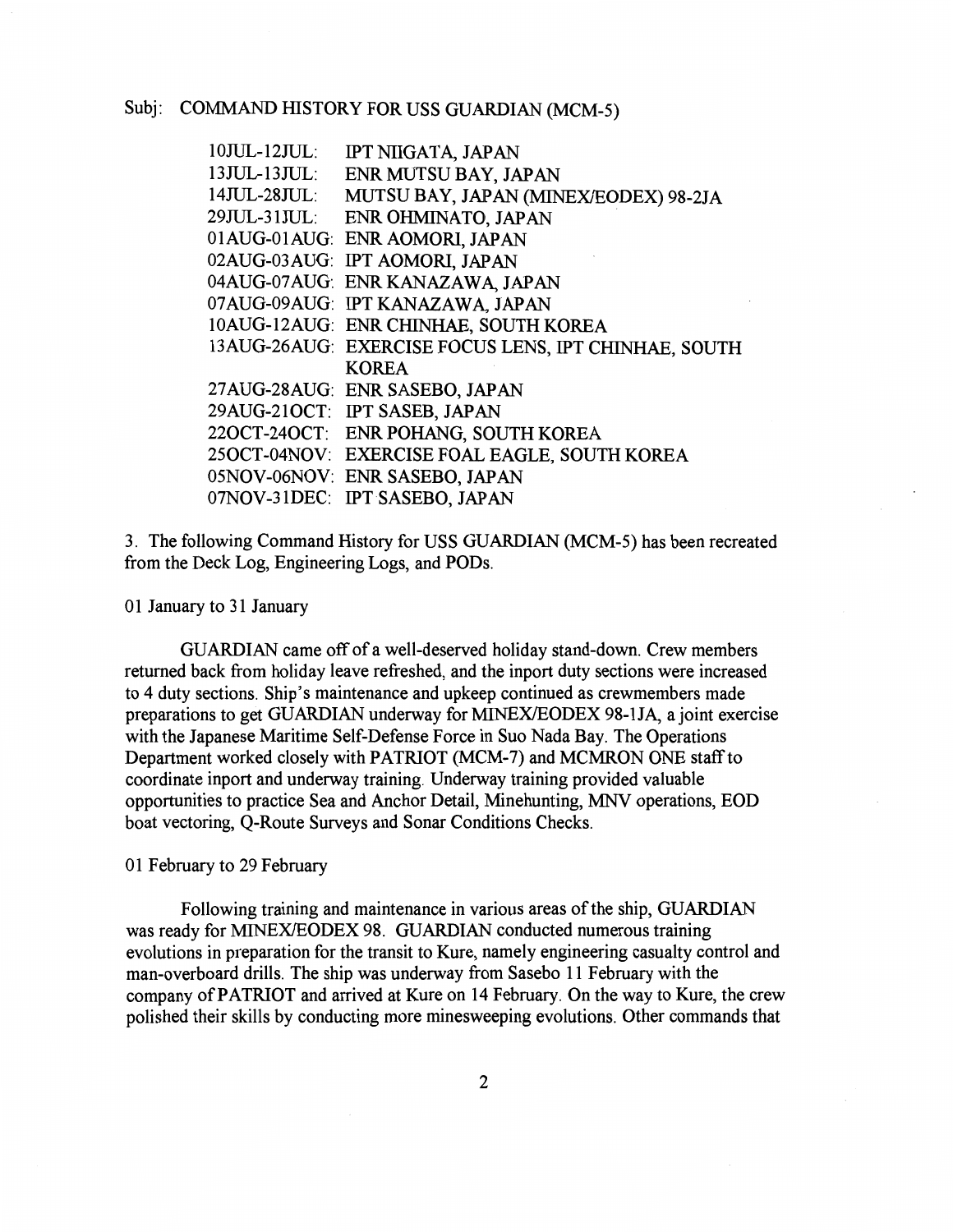Subj: COMMAND HISTORY FOR USS GUARDIAN (MCM-5)

| | |
|---|---|
| 10JUL-12JUL: | IPT NIIGATA, JAPAN |
| 13JUL-13JUL: | ENR MUTSU BAY, JAPAN |
| 14JUL-28JUL: | MUTSU BAY, JAPAN (MINEX/EODEX) 98-2JA |
| 29JUL-31JUL: | ENR OHMINATO, JAPAN |
| 01AUG-01AUG: | ENR AOMORI, JAPAN |
| 02AUG-03AUG: | IPT AOMORI, JAPAN |
| 04AUG-07AUG: | ENR KANAZAWA, JAPAN |
| 07AUG-09AUG: | IPT KANAZAWA, JAPAN |
| 10AUG-12AUG: | ENR CHINHAE, SOUTH KOREA |
| 13AUG-26AUG: | EXERCISE FOCUS LENS, IPT CHINHAE, SOUTH KOREA |
| 27AUG-28AUG: | ENR SASEBO, JAPAN |
| 29AUG-21OCT: | IPT SASEB, JAPAN |
| 22OCT-24OCT: | ENR POHANG, SOUTH KOREA |
| 25OCT-04NOV: | EXERCISE FOAL EAGLE, SOUTH KOREA |
| 05NOV-06NOV: | ENR SASEBO, JAPAN |
| 07NOV-31DEC: | IPT SASEBO, JAPAN |

3. The following Command History for USS GUARDIAN (MCM-5) has been recreated from the Deck Log, Engineering Logs, and PODs.

01 January to 31 January

GUARDIAN came off of a well-deserved holiday stand-down. Crew members returned back from holiday leave refreshed, and the inport duty sections were increased to 4 duty sections. Ship's maintenance and upkeep continued as crewmembers made preparations to get GUARDIAN underway for MINEX/EODEX 98-1JA, a joint exercise with the Japanese Maritime Self-Defense Force in Suo Nada Bay. The Operations Department worked closely with PATRIOT (MCM-7) and MCMRON ONE staff to coordinate inport and underway training. Underway training provided valuable opportunities to practice Sea and Anchor Detail, Minehunting, MNV operations, EOD boat vectoring, Q-Route Surveys and Sonar Conditions Checks.

01 February to 29 February

Following training and maintenance in various areas of the ship, GUARDIAN was ready for MINEX/EODEX 98. GUARDIAN conducted numerous training evolutions in preparation for the transit to Kure, namely engineering casualty control and man-overboard drills. The ship was underway from Sasebo 11 February with the company of PATRIOT and arrived at Kure on 14 February. On the way to Kure, the crew polished their skills by conducting more minesweeping evolutions. Other commands that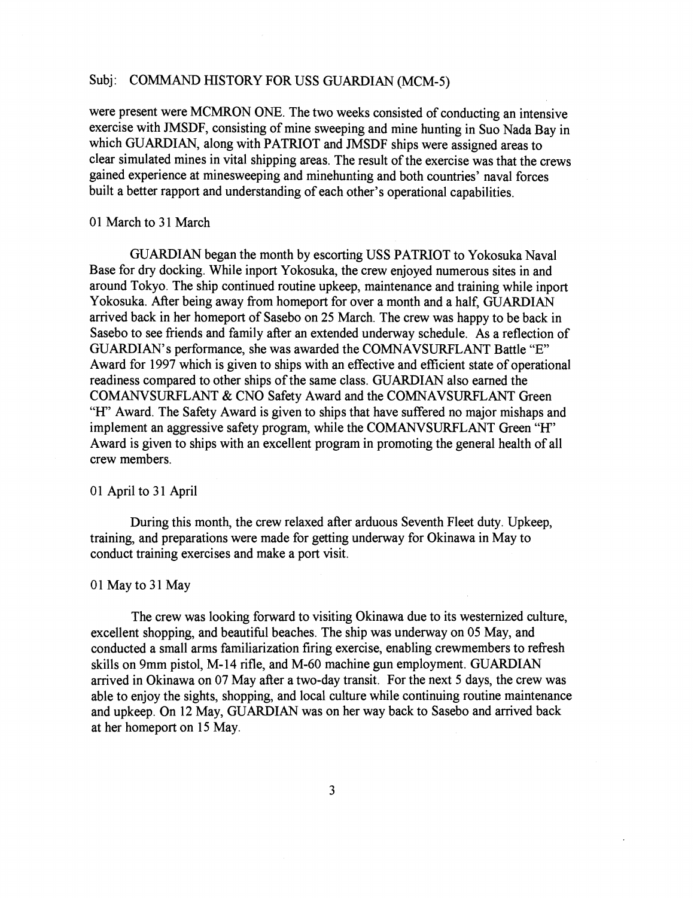Subj: COMMAND HISTORY FOR USS GUARDIAN (MCM-5)

were present were MCMRON ONE. The two weeks consisted of conducting an intensive exercise with JMSDF, consisting of mine sweeping and mine hunting in Suo Nada Bay in which GUARDIAN, along with PATRIOT and JMSDF ships were assigned areas to clear simulated mines in vital shipping areas. The result of the exercise was that the crews gained experience at minesweeping and minehunting and both countries' naval forces built a better rapport and understanding of each other's operational capabilities.

01 March to 31 March

GUARDIAN began the month by escorting USS PATRIOT to Yokosuka Naval Base for dry docking. While inport Yokosuka, the crew enjoyed numerous sites in and around Tokyo. The ship continued routine upkeep, maintenance and training while inport Yokosuka. After being away from homeport for over a month and a half, GUARDIAN arrived back in her homeport of Sasebo on 25 March. The crew was happy to be back in Sasebo to see friends and family after an extended underway schedule. As a reflection of GUARDIAN's performance, she was awarded the COMNAVSURFLANT Battle "E" Award for 1997 which is given to ships with an effective and efficient state of operational readiness compared to other ships of the same class. GUARDIAN also earned the COMANVSURFLANT & CNO Safety Award and the COMNAVSURFLANT Green "H" Award. The Safety Award is given to ships that have suffered no major mishaps and implement an aggressive safety program, while the COMANVSURFLANT Green "H" Award is given to ships with an excellent program in promoting the general health of all crew members.

01 April to 31 April

During this month, the crew relaxed after arduous Seventh Fleet duty. Upkeep, training, and preparations were made for getting underway for Okinawa in May to conduct training exercises and make a port visit.

01 May to 31 May

The crew was looking forward to visiting Okinawa due to its westernized culture, excellent shopping, and beautiful beaches. The ship was underway on 05 May, and conducted a small arms familiarization firing exercise, enabling crewmembers to refresh skills on 9mm pistol, M-14 rifle, and M-60 machine gun employment. GUARDIAN arrived in Okinawa on 07 May after a two-day transit. For the next 5 days, the crew was able to enjoy the sights, shopping, and local culture while continuing routine maintenance and upkeep. On 12 May, GUARDIAN was on her way back to Sasebo and arrived back at her homeport on 15 May.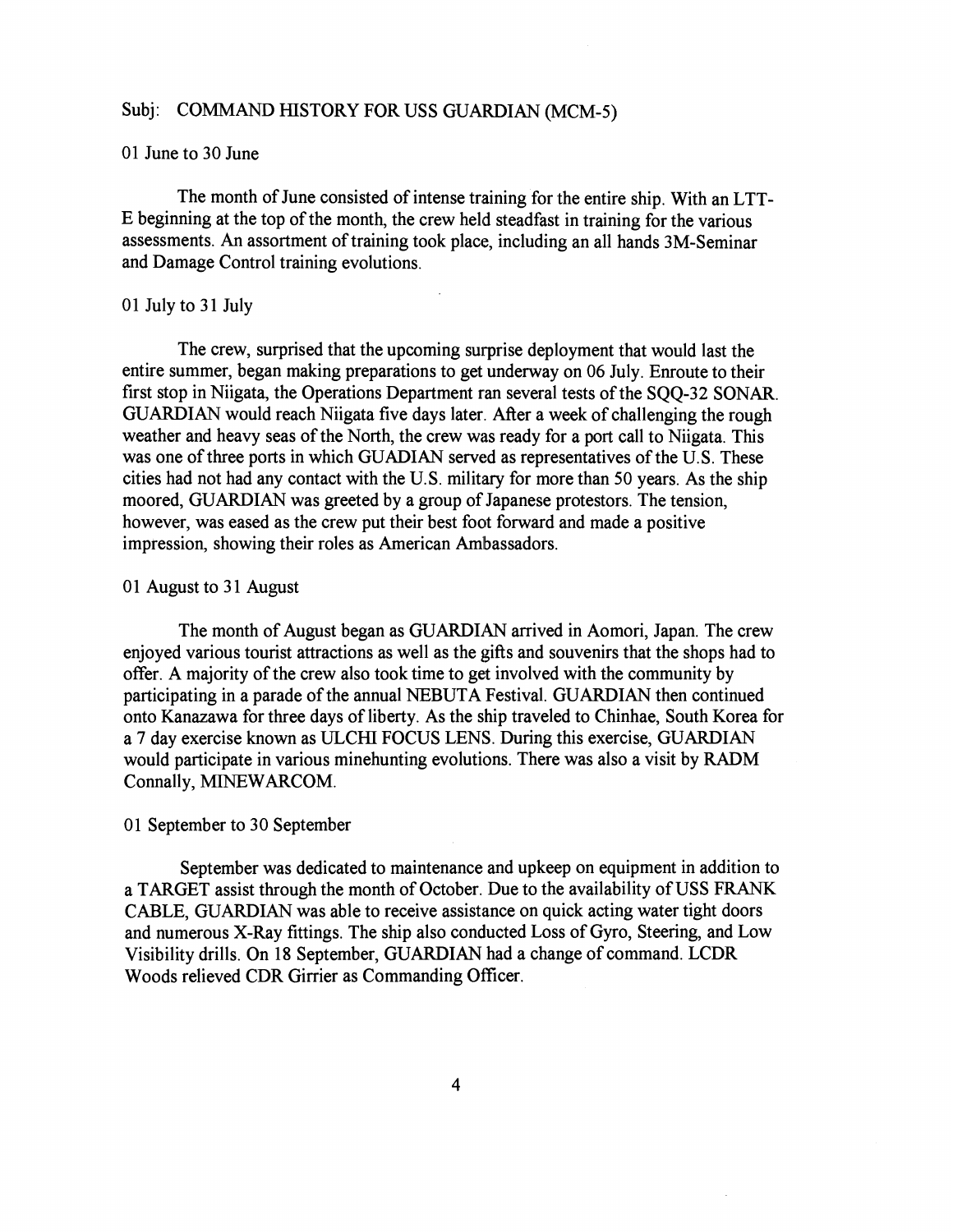Subj: COMMAND HISTORY FOR USS GUARDIAN (MCM-5)

01 June to 30 June

The month of June consisted of intense training for the entire ship. With an LTT-E beginning at the top of the month, the crew held steadfast in training for the various assessments. An assortment of training took place, including an all hands 3M-Seminar and Damage Control training evolutions.

01 July to 31 July

The crew, surprised that the upcoming surprise deployment that would last the entire summer, began making preparations to get underway on 06 July. Enroute to their first stop in Niigata, the Operations Department ran several tests of the SQQ-32 SONAR. GUARDIAN would reach Niigata five days later. After a week of challenging the rough weather and heavy seas of the North, the crew was ready for a port call to Niigata. This was one of three ports in which GUADIAN served as representatives of the U.S. These cities had not had any contact with the U.S. military for more than 50 years. As the ship moored, GUARDIAN was greeted by a group of Japanese protestors. The tension, however, was eased as the crew put their best foot forward and made a positive impression, showing their roles as American Ambassadors.

01 August to 31 August

The month of August began as GUARDIAN arrived in Aomori, Japan. The crew enjoyed various tourist attractions as well as the gifts and souvenirs that the shops had to offer. A majority of the crew also took time to get involved with the community by participating in a parade of the annual NEBUTA Festival. GUARDIAN then continued onto Kanazawa for three days of liberty. As the ship traveled to Chinhae, South Korea for a 7 day exercise known as ULCHI FOCUS LENS. During this exercise, GUARDIAN would participate in various minehunting evolutions. There was also a visit by RADM Connally, MINEWARCOM.

01 September to 30 September

September was dedicated to maintenance and upkeep on equipment in addition to a TARGET assist through the month of October. Due to the availability of USS FRANK CABLE, GUARDIAN was able to receive assistance on quick acting water tight doors and numerous X-Ray fittings. The ship also conducted Loss of Gyro, Steering, and Low Visibility drills. On 18 September, GUARDIAN had a change of command. LCDR Woods relieved CDR Girrier as Commanding Officer.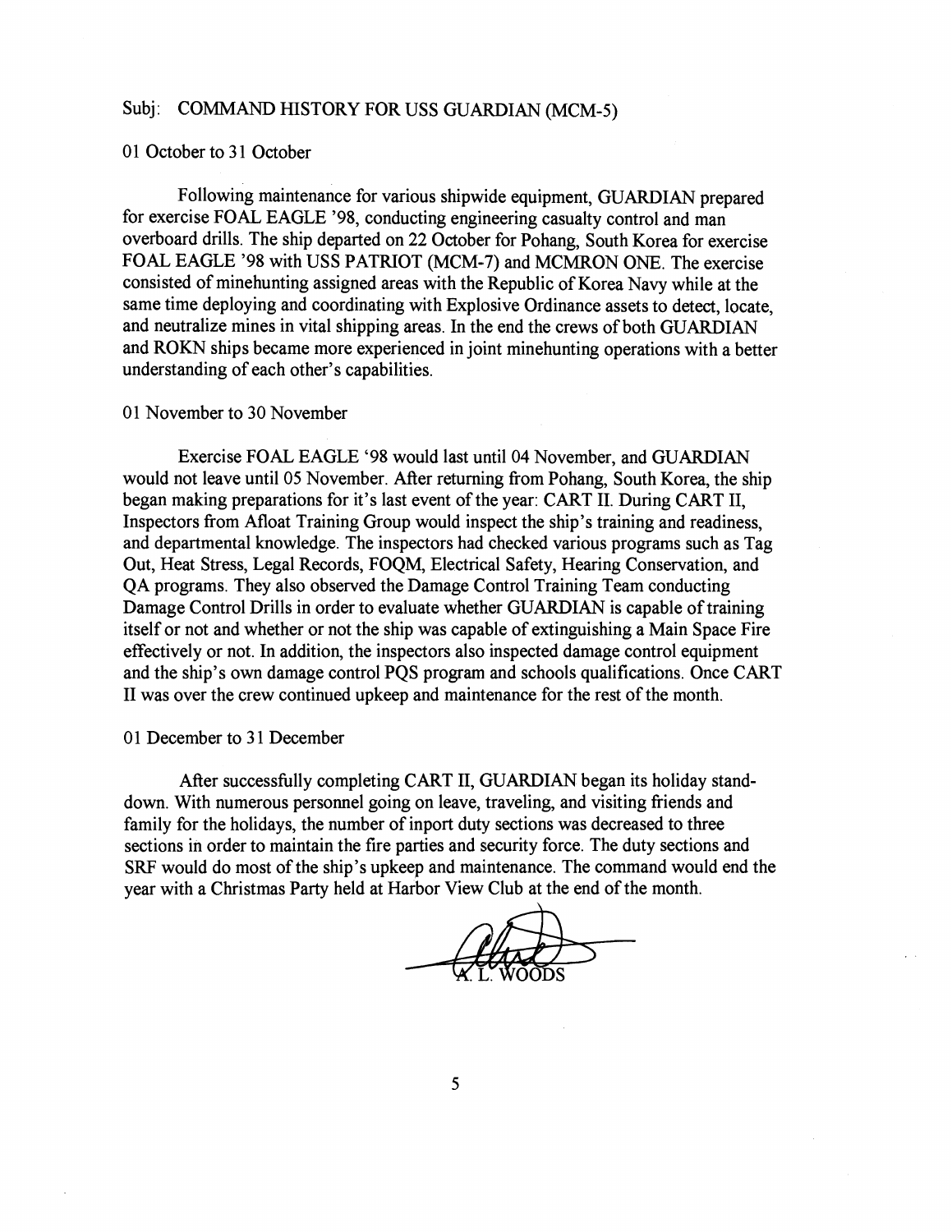Subj: COMMAND HISTORY FOR USS GUARDIAN (MCM-5)

01 October to 31 October

Following maintenance for various shipwide equipment, GUARDIAN prepared for exercise FOAL EAGLE '98, conducting engineering casualty control and man overboard drills. The ship departed on 22 October for Pohang, South Korea for exercise FOAL EAGLE '98 with USS PATRIOT (MCM-7) and MCMRON ONE. The exercise consisted of minehunting assigned areas with the Republic of Korea Navy while at the same time deploying and coordinating with Explosive Ordinance assets to detect, locate, and neutralize mines in vital shipping areas. In the end the crews of both GUARDIAN and ROKN ships became more experienced in joint minehunting operations with a better understanding of each other's capabilities.

01 November to 30 November

Exercise FOAL EAGLE '98 would last until 04 November, and GUARDIAN would not leave until 05 November. After returning from Pohang, South Korea, the ship began making preparations for it's last event of the year: CART II. During CART II, Inspectors from Afloat Training Group would inspect the ship's training and readiness, and departmental knowledge. The inspectors had checked various programs such as Tag Out, Heat Stress, Legal Records, FOQM, Electrical Safety, Hearing Conservation, and QA programs. They also observed the Damage Control Training Team conducting Damage Control Drills in order to evaluate whether GUARDIAN is capable of training itself or not and whether or not the ship was capable of extinguishing a Main Space Fire effectively or not. In addition, the inspectors also inspected damage control equipment and the ship's own damage control PQS program and schools qualifications. Once CART II was over the crew continued upkeep and maintenance for the rest of the month.

01 December to 31 December

After successfully completing CART II, GUARDIAN began its holiday stand-down. With numerous personnel going on leave, traveling, and visiting friends and family for the holidays, the number of inport duty sections was decreased to three sections in order to maintain the fire parties and security force. The duty sections and SRF would do most of the ship's upkeep and maintenance. The command would end the year with a Christmas Party held at Harbor View Club at the end of the month.

A. L. WOODS